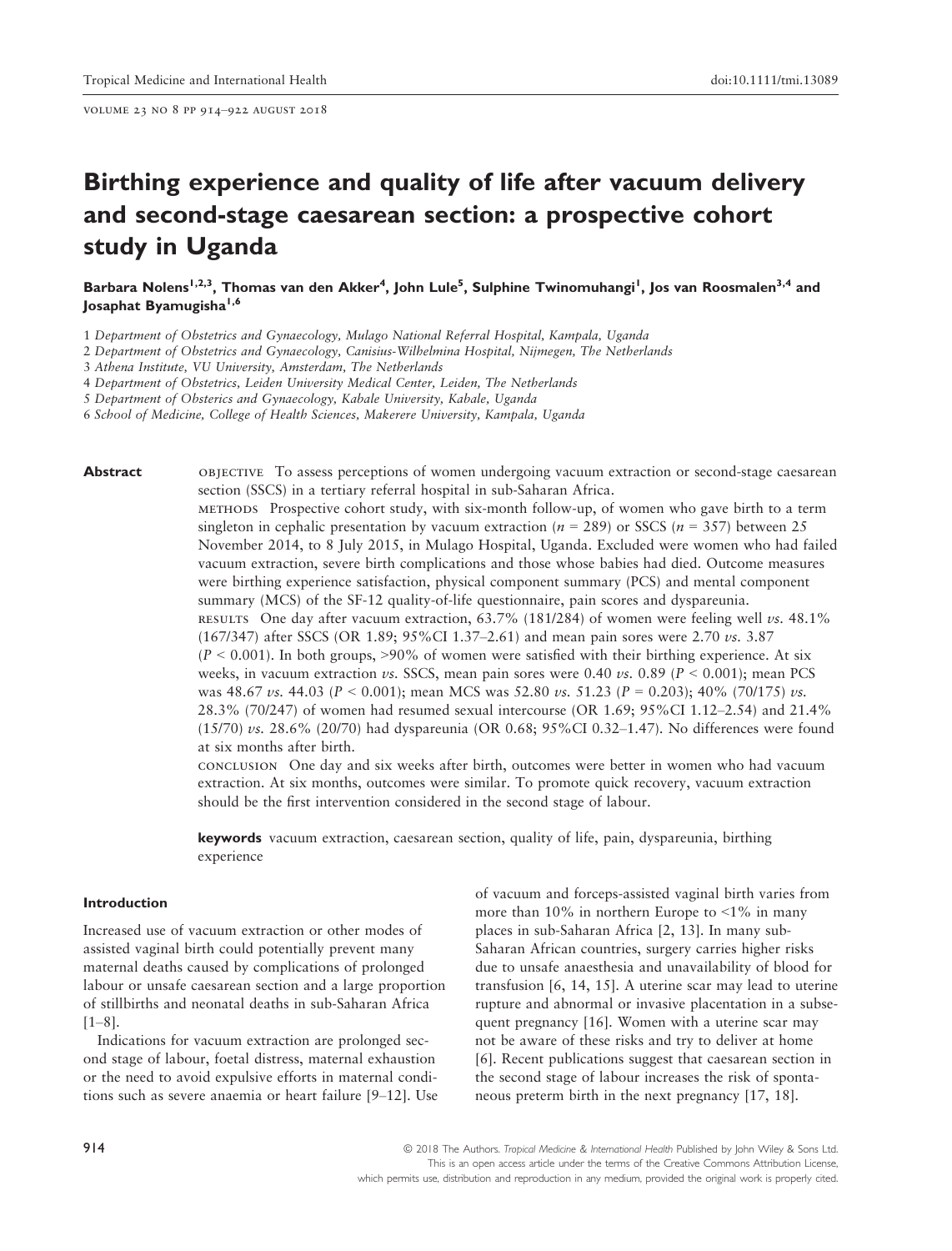# Birthing experience and quality of life after vacuum delivery and second-stage caesarean section: a prospective cohort study in Uganda

**Barbara Nolens[1,2,3], Thomas van den Akker[4], John Lule[5], Sulphine Twinomuhangi[1], Jos van Roosmalen[3,4] and Josaphat Byamugisha[1,6]**

1 *Department of Obstetrics and Gynaecology, Mulago National Referral Hospital, Kampala, Uganda*
2 *Department of Obstetrics and Gynaecology, Canisius-Wilhelmina Hospital, Nijmegen, The Netherlands*
3 *Athena Institute, VU University, Amsterdam, The Netherlands*
4 *Department of Obstetrics, Leiden University Medical Center, Leiden, The Netherlands*
5 *Department of Obsterics and Gynaecology, Kabale University, Kabale, Uganda*
6 *School of Medicine, College of Health Sciences, Makerere University, Kampala, Uganda*

**Abstract**

OBJECTIVE To assess perceptions of women undergoing vacuum extraction or second-stage caesarean section (SSCS) in a tertiary referral hospital in sub-Saharan Africa.

METHODS Prospective cohort study, with six-month follow-up, of women who gave birth to a term singleton in cephalic presentation by vacuum extraction ($n = 289$) or SSCS ($n = 357$) between 25 November 2014, to 8 July 2015, in Mulago Hospital, Uganda. Excluded were women who had failed vacuum extraction, severe birth complications and those whose babies had died. Outcome measures were birthing experience satisfaction, physical component summary (PCS) and mental component summary (MCS) of the SF-12 quality-of-life questionnaire, pain scores and dyspareunia.

RESULTS One day after vacuum extraction, 63.7% (181/284) of women were feeling well *vs.* 48.1% (167/347) after SSCS (OR 1.89; 95%CI 1.37–2.61) and mean pain sores were 2.70 *vs.* 3.87 ($P < 0.001$). In both groups, >90% of women were satisfied with their birthing experience. At six weeks, in vacuum extraction *vs.* SSCS, mean pain sores were 0.40 *vs.* 0.89 ($P < 0.001$); mean PCS was 48.67 *vs.* 44.03 ($P < 0.001$); mean MCS was 52.80 *vs.* 51.23 ($P = 0.203$); 40% (70/175) *vs.* 28.3% (70/247) of women had resumed sexual intercourse (OR 1.69; 95%CI 1.12–2.54) and 21.4% (15/70) *vs.* 28.6% (20/70) had dyspareunia (OR 0.68; 95%CI 0.32–1.47). No differences were found at six months after birth.

CONCLUSION One day and six weeks after birth, outcomes were better in women who had vacuum extraction. At six months, outcomes were similar. To promote quick recovery, vacuum extraction should be the first intervention considered in the second stage of labour.

**keywords** vacuum extraction, caesarean section, quality of life, pain, dyspareunia, birthing experience

## Introduction

Increased use of vacuum extraction or other modes of assisted vaginal birth could potentially prevent many maternal deaths caused by complications of prolonged labour or unsafe caesarean section and a large proportion of stillbirths and neonatal deaths in sub-Saharan Africa [1–8].

Indications for vacuum extraction are prolonged second stage of labour, foetal distress, maternal exhaustion or the need to avoid expulsive efforts in maternal conditions such as severe anaemia or heart failure [9–12]. Use of vacuum and forceps-assisted vaginal birth varies from more than 10% in northern Europe to <1% in many places in sub-Saharan Africa [2, 13]. In many sub-Saharan African countries, surgery carries higher risks due to unsafe anaesthesia and unavailability of blood for transfusion [6, 14, 15]. A uterine scar may lead to uterine rupture and abnormal or invasive placentation in a subsequent pregnancy [16]. Women with a uterine scar may not be aware of these risks and try to deliver at home [6]. Recent publications suggest that caesarean section in the second stage of labour increases the risk of spontaneous preterm birth in the next pregnancy [17, 18].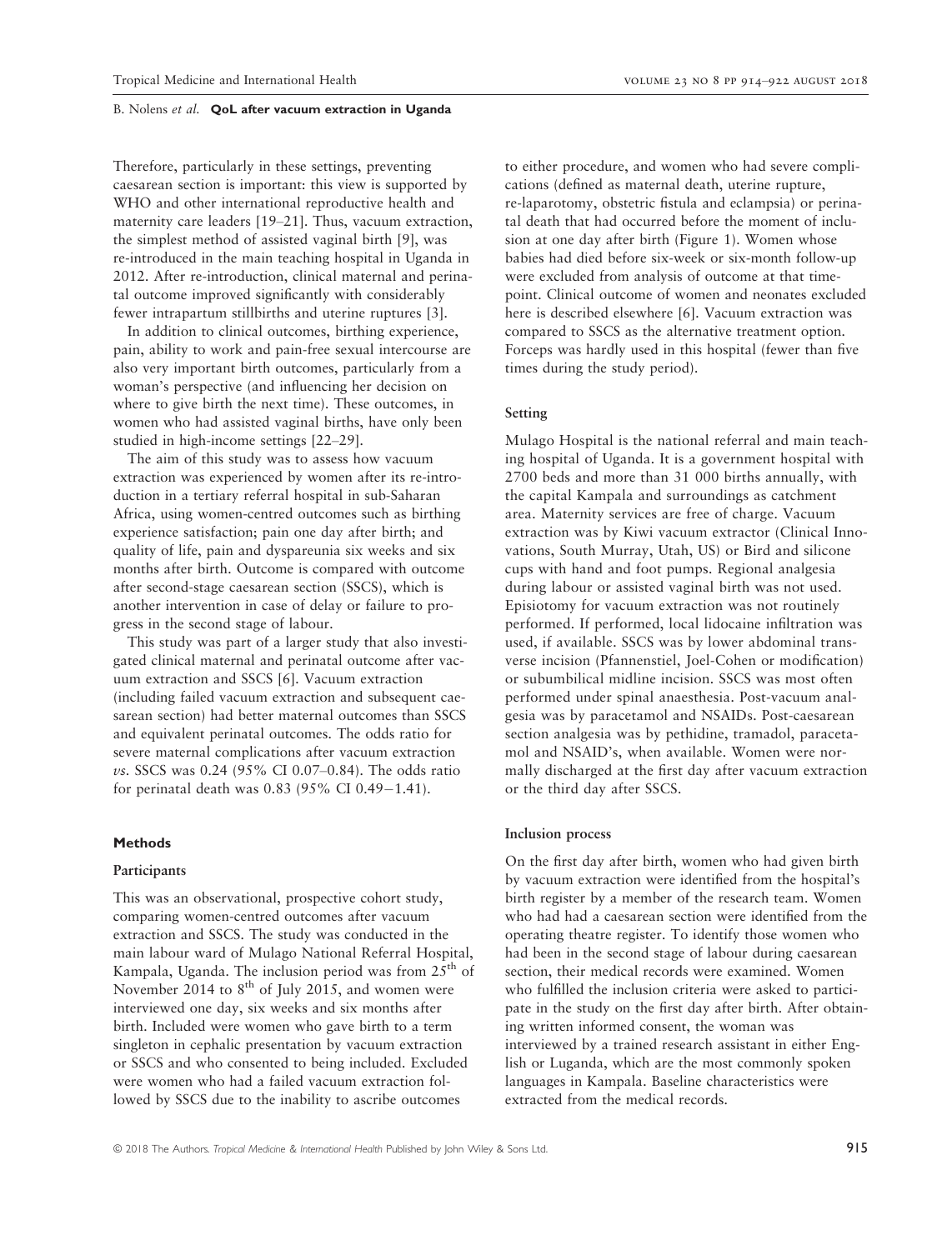Therefore, particularly in these settings, preventing caesarean section is important: this view is supported by WHO and other international reproductive health and maternity care leaders [19–21]. Thus, vacuum extraction, the simplest method of assisted vaginal birth [9], was re-introduced in the main teaching hospital in Uganda in 2012. After re-introduction, clinical maternal and perinatal outcome improved significantly with considerably fewer intrapartum stillbirths and uterine ruptures [3].

In addition to clinical outcomes, birthing experience, pain, ability to work and pain-free sexual intercourse are also very important birth outcomes, particularly from a woman's perspective (and influencing her decision on where to give birth the next time). These outcomes, in women who had assisted vaginal births, have only been studied in high-income settings [22–29].

The aim of this study was to assess how vacuum extraction was experienced by women after its re-introduction in a tertiary referral hospital in sub-Saharan Africa, using women-centred outcomes such as birthing experience satisfaction; pain one day after birth; and quality of life, pain and dyspareunia six weeks and six months after birth. Outcome is compared with outcome after second-stage caesarean section (SSCS), which is another intervention in case of delay or failure to progress in the second stage of labour.

This study was part of a larger study that also investigated clinical maternal and perinatal outcome after vacuum extraction and SSCS [6]. Vacuum extraction (including failed vacuum extraction and subsequent caesarean section) had better maternal outcomes than SSCS and equivalent perinatal outcomes. The odds ratio for severe maternal complications after vacuum extraction *vs*. SSCS was 0.24 (95% CI 0.07–0.84). The odds ratio for perinatal death was 0.83 (95% CI 0.49−1.41).

## Methods

### Participants

This was an observational, prospective cohort study, comparing women-centred outcomes after vacuum extraction and SSCS. The study was conducted in the main labour ward of Mulago National Referral Hospital, Kampala, Uganda. The inclusion period was from 25th of November 2014 to 8th of July 2015, and women were interviewed one day, six weeks and six months after birth. Included were women who gave birth to a term singleton in cephalic presentation by vacuum extraction or SSCS and who consented to being included. Excluded were women who had a failed vacuum extraction followed by SSCS due to the inability to ascribe outcomes to either procedure, and women who had severe complications (defined as maternal death, uterine rupture, re-laparotomy, obstetric fistula and eclampsia) or perinatal death that had occurred before the moment of inclusion at one day after birth (Figure 1). Women whose babies had died before six-week or six-month follow-up were excluded from analysis of outcome at that timepoint. Clinical outcome of women and neonates excluded here is described elsewhere [6]. Vacuum extraction was compared to SSCS as the alternative treatment option. Forceps was hardly used in this hospital (fewer than five times during the study period).

### Setting

Mulago Hospital is the national referral and main teaching hospital of Uganda. It is a government hospital with 2700 beds and more than 31 000 births annually, with the capital Kampala and surroundings as catchment area. Maternity services are free of charge. Vacuum extraction was by Kiwi vacuum extractor (Clinical Innovations, South Murray, Utah, US) or Bird and silicone cups with hand and foot pumps. Regional analgesia during labour or assisted vaginal birth was not used. Episiotomy for vacuum extraction was not routinely performed. If performed, local lidocaine infiltration was used, if available. SSCS was by lower abdominal transverse incision (Pfannenstiel, Joel-Cohen or modification) or subumbilical midline incision. SSCS was most often performed under spinal anaesthesia. Post-vacuum analgesia was by paracetamol and NSAIDs. Post-caesarean section analgesia was by pethidine, tramadol, paracetamol and NSAID's, when available. Women were normally discharged at the first day after vacuum extraction or the third day after SSCS.

### Inclusion process

On the first day after birth, women who had given birth by vacuum extraction were identified from the hospital's birth register by a member of the research team. Women who had had a caesarean section were identified from the operating theatre register. To identify those women who had been in the second stage of labour during caesarean section, their medical records were examined. Women who fulfilled the inclusion criteria were asked to participate in the study on the first day after birth. After obtaining written informed consent, the woman was interviewed by a trained research assistant in either English or Luganda, which are the most commonly spoken languages in Kampala. Baseline characteristics were extracted from the medical records.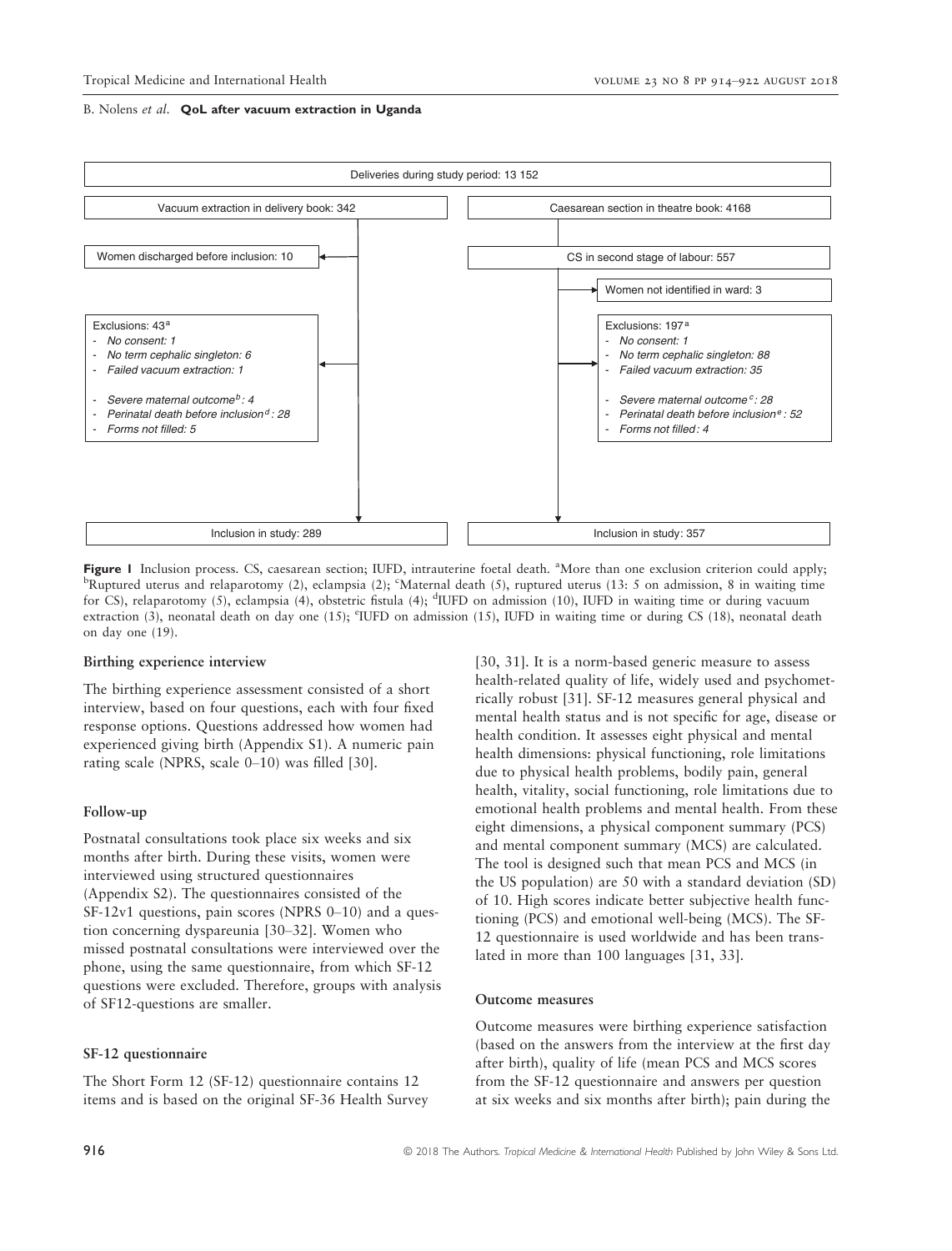Deliveries during study period: 13 152

| Vacuum extraction | Caesarean section |
| --- | --- |
| Vacuum extraction in delivery book: 342 | Caesarean section in theatre book: 4168 |
| Women discharged before inclusion: 10 | CS in second stage of labour: 557 |
| | Women not identified in ward: 3 |
| Exclusions: 43[a]<br>- *No consent: 1*<br>- *No term cephalic singleton: 6*<br>- *Failed vacuum extraction: 1*<br>- *Severe maternal outcome[b]: 4*<br>- *Perinatal death before inclusion[d]: 28*<br>- *Forms not filled: 5* | Exclusions: 197[a]<br>- *No consent: 1*<br>- *No term cephalic singleton: 88*<br>- *Failed vacuum extraction: 35*<br>- *Severe maternal outcome[c]: 28*<br>- *Perinatal death before inclusion[e]: 52*<br>- *Forms not filled: 4* |
| Inclusion in study: 289 | Inclusion in study: 357 |

**Figure 1** Inclusion process. CS, caesarean section; IUFD, intrauterine foetal death. [a]More than one exclusion criterion could apply; [b]Ruptured uterus and relaparotomy (2), eclampsia (2); [c]Maternal death (5), ruptured uterus (13: 5 on admission, 8 in waiting time for CS), relaparotomy (5), eclampsia (4), obstetric fistula (4); [d]IUFD on admission (10), IUFD in waiting time or during vacuum extraction (3), neonatal death on day one (15); [e]IUFD on admission (15), IUFD in waiting time or during CS (18), neonatal death on day one (19).

### Birthing experience interview

The birthing experience assessment consisted of a short interview, based on four questions, each with four fixed response options. Questions addressed how women had experienced giving birth (Appendix S1). A numeric pain rating scale (NPRS, scale 0–10) was filled [30].

### Follow-up

Postnatal consultations took place six weeks and six months after birth. During these visits, women were interviewed using structured questionnaires (Appendix S2). The questionnaires consisted of the SF-12v1 questions, pain scores (NPRS 0–10) and a question concerning dyspareunia [30–32]. Women who missed postnatal consultations were interviewed over the phone, using the same questionnaire, from which SF-12 questions were excluded. Therefore, groups with analysis of SF12-questions are smaller.

### SF-12 questionnaire

The Short Form 12 (SF-12) questionnaire contains 12 items and is based on the original SF-36 Health Survey [30, 31]. It is a norm-based generic measure to assess health-related quality of life, widely used and psychometrically robust [31]. SF-12 measures general physical and mental health status and is not specific for age, disease or health condition. It assesses eight physical and mental health dimensions: physical functioning, role limitations due to physical health problems, bodily pain, general health, vitality, social functioning, role limitations due to emotional health problems and mental health. From these eight dimensions, a physical component summary (PCS) and mental component summary (MCS) are calculated. The tool is designed such that mean PCS and MCS (in the US population) are 50 with a standard deviation (SD) of 10. High scores indicate better subjective health functioning (PCS) and emotional well-being (MCS). The SF-12 questionnaire is used worldwide and has been translated in more than 100 languages [31, 33].

### Outcome measures

Outcome measures were birthing experience satisfaction (based on the answers from the interview at the first day after birth), quality of life (mean PCS and MCS scores from the SF-12 questionnaire and answers per question at six weeks and six months after birth); pain during the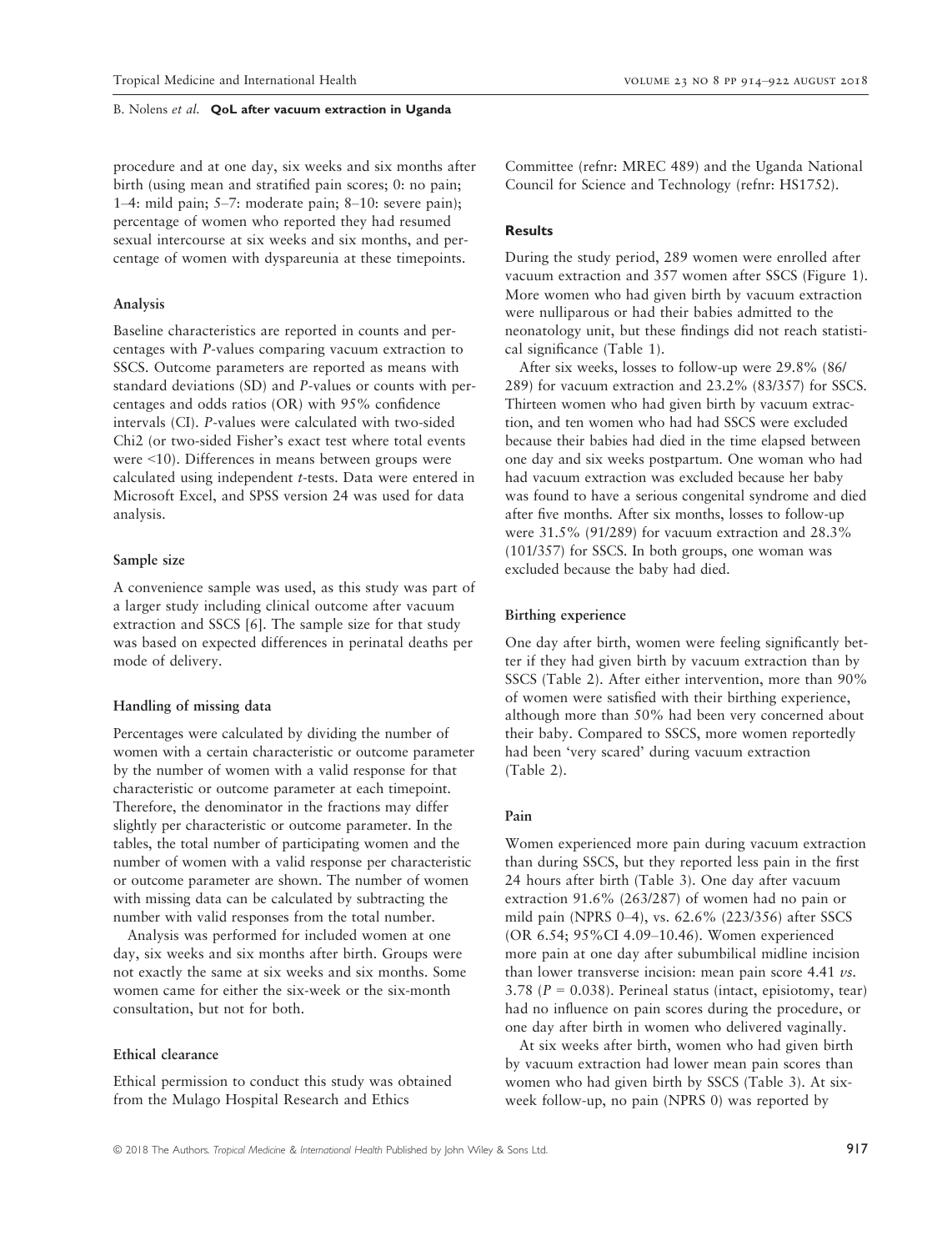procedure and at one day, six weeks and six months after birth (using mean and stratified pain scores; 0: no pain; 1–4: mild pain; 5–7: moderate pain; 8–10: severe pain); percentage of women who reported they had resumed sexual intercourse at six weeks and six months, and percentage of women with dyspareunia at these timepoints.

### Analysis

Baseline characteristics are reported in counts and percentages with *P*-values comparing vacuum extraction to SSCS. Outcome parameters are reported as means with standard deviations (SD) and *P*-values or counts with percentages and odds ratios (OR) with 95% confidence intervals (CI). *P*-values were calculated with two-sided Chi2 (or two-sided Fisher's exact test where total events were <10). Differences in means between groups were calculated using independent *t*-tests. Data were entered in Microsoft Excel, and SPSS version 24 was used for data analysis.

### Sample size

A convenience sample was used, as this study was part of a larger study including clinical outcome after vacuum extraction and SSCS [6]. The sample size for that study was based on expected differences in perinatal deaths per mode of delivery.

### Handling of missing data

Percentages were calculated by dividing the number of women with a certain characteristic or outcome parameter by the number of women with a valid response for that characteristic or outcome parameter at each timepoint. Therefore, the denominator in the fractions may differ slightly per characteristic or outcome parameter. In the tables, the total number of participating women and the number of women with a valid response per characteristic or outcome parameter are shown. The number of women with missing data can be calculated by subtracting the number with valid responses from the total number.

Analysis was performed for included women at one day, six weeks and six months after birth. Groups were not exactly the same at six weeks and six months. Some women came for either the six-week or the six-month consultation, but not for both.

### Ethical clearance

Ethical permission to conduct this study was obtained from the Mulago Hospital Research and Ethics Committee (refnr: MREC 489) and the Uganda National Council for Science and Technology (refnr: HS1752).

## Results

During the study period, 289 women were enrolled after vacuum extraction and 357 women after SSCS (Figure 1). More women who had given birth by vacuum extraction were nulliparous or had their babies admitted to the neonatology unit, but these findings did not reach statistical significance (Table 1).

After six weeks, losses to follow-up were 29.8% (86/289) for vacuum extraction and 23.2% (83/357) for SSCS. Thirteen women who had given birth by vacuum extraction, and ten women who had had SSCS were excluded because their babies had died in the time elapsed between one day and six weeks postpartum. One woman who had had vacuum extraction was excluded because her baby was found to have a serious congenital syndrome and died after five months. After six months, losses to follow-up were 31.5% (91/289) for vacuum extraction and 28.3% (101/357) for SSCS. In both groups, one woman was excluded because the baby had died.

### Birthing experience

One day after birth, women were feeling significantly better if they had given birth by vacuum extraction than by SSCS (Table 2). After either intervention, more than 90% of women were satisfied with their birthing experience, although more than 50% had been very concerned about their baby. Compared to SSCS, more women reportedly had been 'very scared' during vacuum extraction (Table 2).

### Pain

Women experienced more pain during vacuum extraction than during SSCS, but they reported less pain in the first 24 hours after birth (Table 3). One day after vacuum extraction 91.6% (263/287) of women had no pain or mild pain (NPRS 0–4), vs. 62.6% (223/356) after SSCS (OR 6.54; 95%CI 4.09–10.46). Women experienced more pain at one day after subumbilical midline incision than lower transverse incision: mean pain score 4.41 *vs.* 3.78 ($P = 0.038$). Perineal status (intact, episiotomy, tear) had no influence on pain scores during the procedure, or one day after birth in women who delivered vaginally.

At six weeks after birth, women who had given birth by vacuum extraction had lower mean pain scores than women who had given birth by SSCS (Table 3). At six-week follow-up, no pain (NPRS 0) was reported by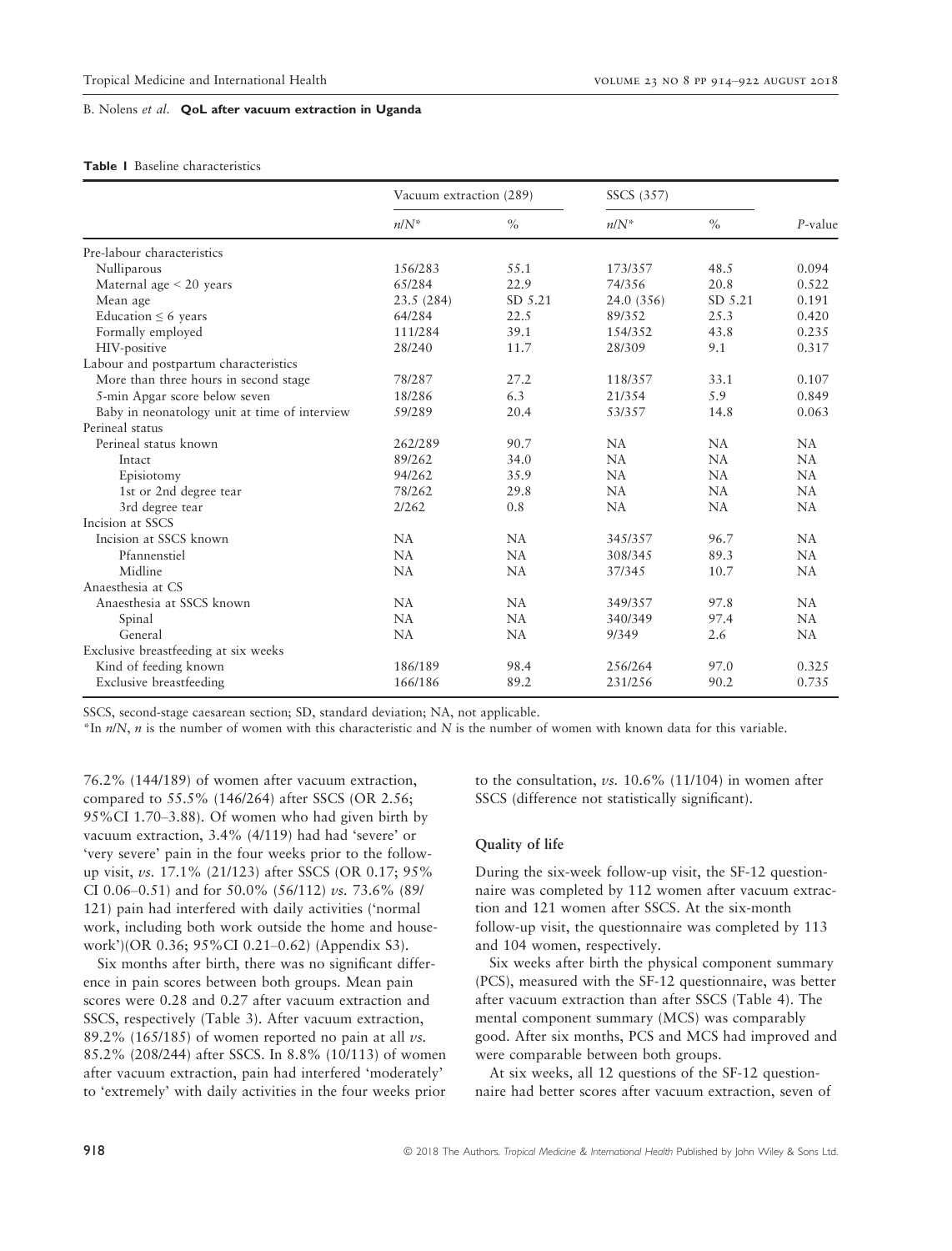**Table 1** Baseline characteristics

| | Vacuum extraction (289) | | SSCS (357) | | |
|---|---|---|---|---|---|
| | *n*/*N** | % | *n*/*N** | % | *P*-value |
| Pre-labour characteristics | | | | | |
| Nulliparous | 156/283 | 55.1 | 173/357 | 48.5 | 0.094 |
| Maternal age < 20 years | 65/284 | 22.9 | 74/356 | 20.8 | 0.522 |
| Mean age | 23.5 (284) | SD 5.21 | 24.0 (356) | SD 5.21 | 0.191 |
| Education ≤ 6 years | 64/284 | 22.5 | 89/352 | 25.3 | 0.420 |
| Formally employed | 111/284 | 39.1 | 154/352 | 43.8 | 0.235 |
| HIV-positive | 28/240 | 11.7 | 28/309 | 9.1 | 0.317 |
| Labour and postpartum characteristics | | | | | |
| More than three hours in second stage | 78/287 | 27.2 | 118/357 | 33.1 | 0.107 |
| 5-min Apgar score below seven | 18/286 | 6.3 | 21/354 | 5.9 | 0.849 |
| Baby in neonatology unit at time of interview | 59/289 | 20.4 | 53/357 | 14.8 | 0.063 |
| Perineal status | | | | | |
| Perineal status known | 262/289 | 90.7 | NA | NA | NA |
| Intact | 89/262 | 34.0 | NA | NA | NA |
| Episiotomy | 94/262 | 35.9 | NA | NA | NA |
| 1st or 2nd degree tear | 78/262 | 29.8 | NA | NA | NA |
| 3rd degree tear | 2/262 | 0.8 | NA | NA | NA |
| Incision at SSCS | | | | | |
| Incision at SSCS known | NA | NA | 345/357 | 96.7 | NA |
| Pfannenstiel | NA | NA | 308/345 | 89.3 | NA |
| Midline | NA | NA | 37/345 | 10.7 | NA |
| Anaesthesia at CS | | | | | |
| Anaesthesia at SSCS known | NA | NA | 349/357 | 97.8 | NA |
| Spinal | NA | NA | 340/349 | 97.4 | NA |
| General | NA | NA | 9/349 | 2.6 | NA |
| Exclusive breastfeeding at six weeks | | | | | |
| Kind of feeding known | 186/189 | 98.4 | 256/264 | 97.0 | 0.325 |
| Exclusive breastfeeding | 166/186 | 89.2 | 231/256 | 90.2 | 0.735 |

SSCS, second-stage caesarean section; SD, standard deviation; NA, not applicable.

*In *n*/*N*, *n* is the number of women with this characteristic and *N* is the number of women with known data for this variable.

76.2% (144/189) of women after vacuum extraction, compared to 55.5% (146/264) after SSCS (OR 2.56; 95%CI 1.70–3.88). Of women who had given birth by vacuum extraction, 3.4% (4/119) had had 'severe' or 'very severe' pain in the four weeks prior to the follow-up visit, *vs.* 17.1% (21/123) after SSCS (OR 0.17; 95% CI 0.06–0.51) and for 50.0% (56/112) *vs.* 73.6% (89/121) pain had interfered with daily activities ('normal work, including both work outside the home and housework')(OR 0.36; 95%CI 0.21–0.62) (Appendix S3).

Six months after birth, there was no significant difference in pain scores between both groups. Mean pain scores were 0.28 and 0.27 after vacuum extraction and SSCS, respectively (Table 3). After vacuum extraction, 89.2% (165/185) of women reported no pain at all *vs.* 85.2% (208/244) after SSCS. In 8.8% (10/113) of women after vacuum extraction, pain had interfered 'moderately' to 'extremely' with daily activities in the four weeks prior to the consultation, *vs.* 10.6% (11/104) in women after SSCS (difference not statistically significant).

### Quality of life

During the six-week follow-up visit, the SF-12 questionnaire was completed by 112 women after vacuum extraction and 121 women after SSCS. At the six-month follow-up visit, the questionnaire was completed by 113 and 104 women, respectively.

Six weeks after birth the physical component summary (PCS), measured with the SF-12 questionnaire, was better after vacuum extraction than after SSCS (Table 4). The mental component summary (MCS) was comparably good. After six months, PCS and MCS had improved and were comparable between both groups.

At six weeks, all 12 questions of the SF-12 questionnaire had better scores after vacuum extraction, seven of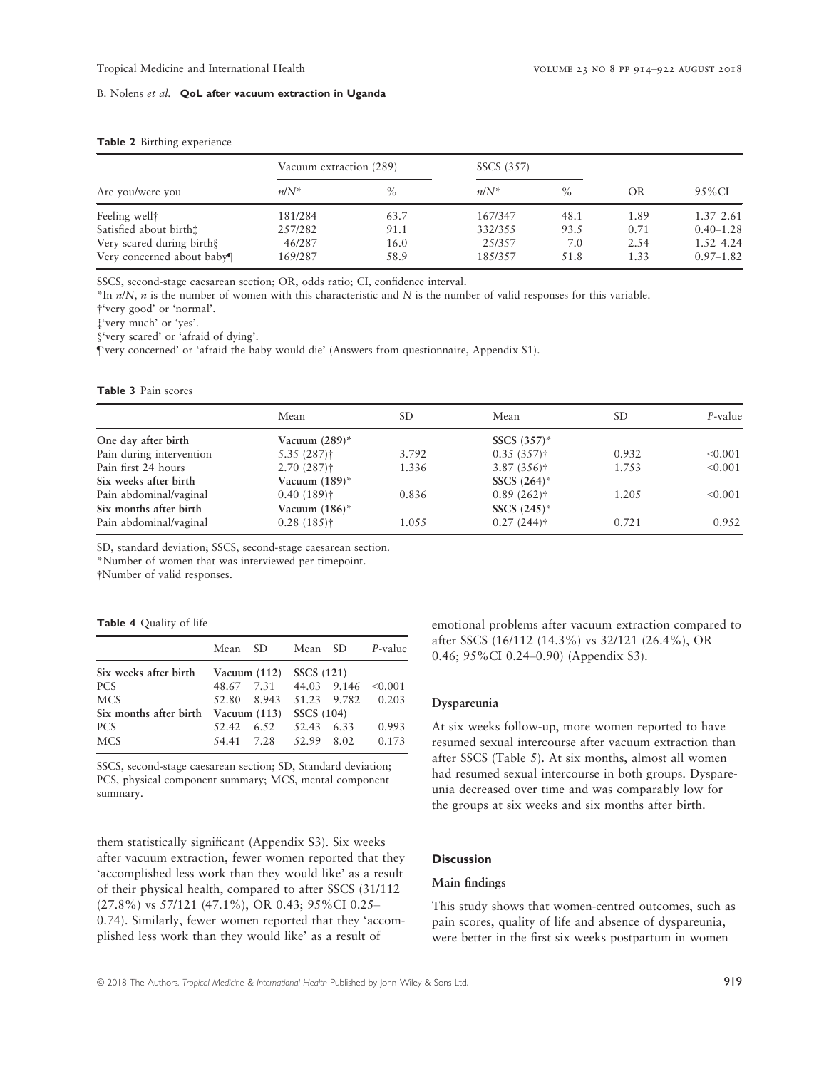**Table 2** Birthing experience

| Are you/were you | Vacuum extraction (289) | | SSCS (357) | | OR | 95%CI |
|---|---|---|---|---|---|---|
| | n/N* | % | n/N* | % | | |
| Feeling well† | 181/284 | 63.7 | 167/347 | 48.1 | 1.89 | 1.37–2.61 |
| Satisfied about birth‡ | 257/282 | 91.1 | 332/355 | 93.5 | 0.71 | 0.40–1.28 |
| Very scared during birth§ | 46/287 | 16.0 | 25/357 | 7.0 | 2.54 | 1.52–4.24 |
| Very concerned about baby¶ | 169/287 | 58.9 | 185/357 | 51.8 | 1.33 | 0.97–1.82 |

SSCS, second-stage caesarean section; OR, odds ratio; CI, confidence interval.
*In n/N, n is the number of women with this characteristic and N is the number of valid responses for this variable.
†'very good' or 'normal'.
‡'very much' or 'yes'.
§'very scared' or 'afraid of dying'.
¶'very concerned' or 'afraid the baby would die' (Answers from questionnaire, Appendix S1).

**Table 3** Pain scores

| | Mean | SD | Mean | SD | P-value |
|---|---|---|---|---|---|
| **One day after birth** | **Vacuum (289)*** | | **SSCS (357)*** | | |
| Pain during intervention | 5.35 (287)† | 3.792 | 0.35 (357)† | 0.932 | <0.001 |
| Pain first 24 hours | 2.70 (287)† | 1.336 | 3.87 (356)† | 1.753 | <0.001 |
| **Six weeks after birth** | **Vacuum (189)*** | | **SSCS (264)*** | | |
| Pain abdominal/vaginal | 0.40 (189)† | 0.836 | 0.89 (262)† | 1.205 | <0.001 |
| **Six months after birth** | **Vacuum (186)*** | | **SSCS (245)*** | | |
| Pain abdominal/vaginal | 0.28 (185)† | 1.055 | 0.27 (244)† | 0.721 | 0.952 |

SD, standard deviation; SSCS, second-stage caesarean section.
*Number of women that was interviewed per timepoint.
†Number of valid responses.

**Table 4** Quality of life

| | Mean | SD | Mean | SD | P-value |
|---|---|---|---|---|---|
| **Six weeks after birth** | **Vacuum (112)** | | **SSCS (121)** | | |
| PCS | 48.67 | 7.31 | 44.03 | 9.146 | <0.001 |
| MCS | 52.80 | 8.943 | 51.23 | 9.782 | 0.203 |
| **Six months after birth** | **Vacuum (113)** | | **SSCS (104)** | | |
| PCS | 52.42 | 6.52 | 52.43 | 6.33 | 0.993 |
| MCS | 54.41 | 7.28 | 52.99 | 8.02 | 0.173 |

SSCS, second-stage caesarean section; SD, Standard deviation; PCS, physical component summary; MCS, mental component summary.

them statistically significant (Appendix S3). Six weeks after vacuum extraction, fewer women reported that they 'accomplished less work than they would like' as a result of their physical health, compared to after SSCS (31/112 (27.8%) vs 57/121 (47.1%), OR 0.43; 95%CI 0.25–0.74). Similarly, fewer women reported that they 'accomplished less work than they would like' as a result of emotional problems after vacuum extraction compared to after SSCS (16/112 (14.3%) vs 32/121 (26.4%), OR 0.46; 95%CI 0.24–0.90) (Appendix S3).

### Dyspareunia

At six weeks follow-up, more women reported to have resumed sexual intercourse after vacuum extraction than after SSCS (Table 5). At six months, almost all women had resumed sexual intercourse in both groups. Dyspareunia decreased over time and was comparably low for the groups at six weeks and six months after birth.

## Discussion

### Main findings

This study shows that women-centred outcomes, such as pain scores, quality of life and absence of dyspareunia, were better in the first six weeks postpartum in women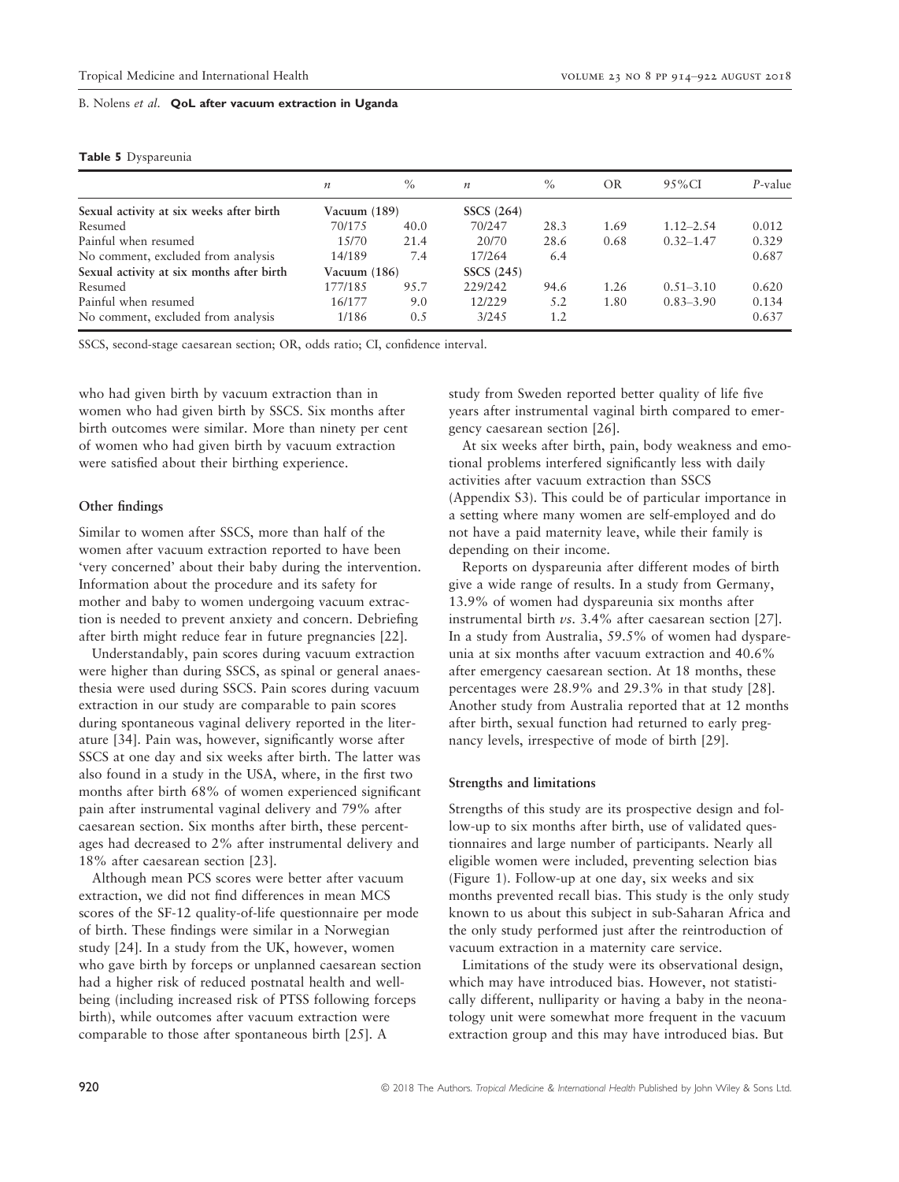**Table 5** Dyspareunia

| | $n$ | % | $n$ | % | OR | 95%CI | $P$-value |
|---|---|---|---|---|---|---|---|
| **Sexual activity at six weeks after birth** | Vacuum (189) | | SSCS (264) | | | | |
| Resumed | 70/175 | 40.0 | 70/247 | 28.3 | 1.69 | 1.12–2.54 | 0.012 |
| Painful when resumed | 15/70 | 21.4 | 20/70 | 28.6 | 0.68 | 0.32–1.47 | 0.329 |
| No comment, excluded from analysis | 14/189 | 7.4 | 17/264 | 6.4 | | | 0.687 |
| **Sexual activity at six months after birth** | Vacuum (186) | | SSCS (245) | | | | |
| Resumed | 177/185 | 95.7 | 229/242 | 94.6 | 1.26 | 0.51–3.10 | 0.620 |
| Painful when resumed | 16/177 | 9.0 | 12/229 | 5.2 | 1.80 | 0.83–3.90 | 0.134 |
| No comment, excluded from analysis | 1/186 | 0.5 | 3/245 | 1.2 | | | 0.637 |

SSCS, second-stage caesarean section; OR, odds ratio; CI, confidence interval.

who had given birth by vacuum extraction than in women who had given birth by SSCS. Six months after birth outcomes were similar. More than ninety per cent of women who had given birth by vacuum extraction were satisfied about their birthing experience.

### Other findings

Similar to women after SSCS, more than half of the women after vacuum extraction reported to have been 'very concerned' about their baby during the intervention. Information about the procedure and its safety for mother and baby to women undergoing vacuum extraction is needed to prevent anxiety and concern. Debriefing after birth might reduce fear in future pregnancies [22].

Understandably, pain scores during vacuum extraction were higher than during SSCS, as spinal or general anaesthesia were used during SSCS. Pain scores during vacuum extraction in our study are comparable to pain scores during spontaneous vaginal delivery reported in the literature [34]. Pain was, however, significantly worse after SSCS at one day and six weeks after birth. The latter was also found in a study in the USA, where, in the first two months after birth 68% of women experienced significant pain after instrumental vaginal delivery and 79% after caesarean section. Six months after birth, these percentages had decreased to 2% after instrumental delivery and 18% after caesarean section [23].

Although mean PCS scores were better after vacuum extraction, we did not find differences in mean MCS scores of the SF-12 quality-of-life questionnaire per mode of birth. These findings were similar in a Norwegian study [24]. In a study from the UK, however, women who gave birth by forceps or unplanned caesarean section had a higher risk of reduced postnatal health and well-being (including increased risk of PTSS following forceps birth), while outcomes after vacuum extraction were comparable to those after spontaneous birth [25]. A study from Sweden reported better quality of life five years after instrumental vaginal birth compared to emergency caesarean section [26].

At six weeks after birth, pain, body weakness and emotional problems interfered significantly less with daily activities after vacuum extraction than SSCS (Appendix S3). This could be of particular importance in a setting where many women are self-employed and do not have a paid maternity leave, while their family is depending on their income.

Reports on dyspareunia after different modes of birth give a wide range of results. In a study from Germany, 13.9% of women had dyspareunia six months after instrumental birth *vs*. 3.4% after caesarean section [27]. In a study from Australia, 59.5% of women had dyspareunia at six months after vacuum extraction and 40.6% after emergency caesarean section. At 18 months, these percentages were 28.9% and 29.3% in that study [28]. Another study from Australia reported that at 12 months after birth, sexual function had returned to early pregnancy levels, irrespective of mode of birth [29].

### Strengths and limitations

Strengths of this study are its prospective design and follow-up to six months after birth, use of validated questionnaires and large number of participants. Nearly all eligible women were included, preventing selection bias (Figure 1). Follow-up at one day, six weeks and six months prevented recall bias. This study is the only study known to us about this subject in sub-Saharan Africa and the only study performed just after the reintroduction of vacuum extraction in a maternity care service.

Limitations of the study were its observational design, which may have introduced bias. However, not statistically different, nulliparity or having a baby in the neonatology unit were somewhat more frequent in the vacuum extraction group and this may have introduced bias. But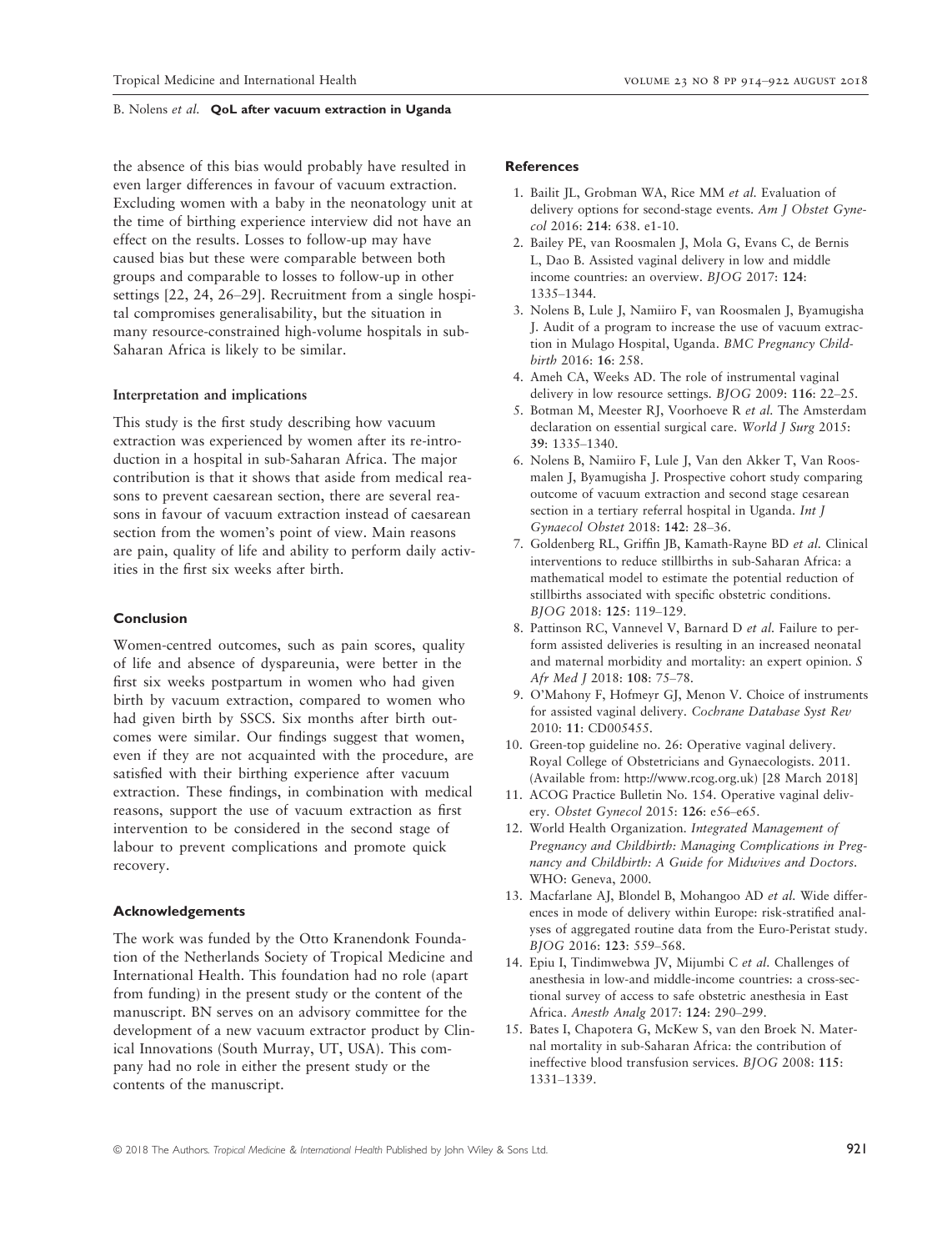the absence of this bias would probably have resulted in even larger differences in favour of vacuum extraction. Excluding women with a baby in the neonatology unit at the time of birthing experience interview did not have an effect on the results. Losses to follow-up may have caused bias but these were comparable between both groups and comparable to losses to follow-up in other settings [22, 24, 26–29]. Recruitment from a single hospital compromises generalisability, but the situation in many resource-constrained high-volume hospitals in sub-Saharan Africa is likely to be similar.

### Interpretation and implications

This study is the first study describing how vacuum extraction was experienced by women after its re-introduction in a hospital in sub-Saharan Africa. The major contribution is that it shows that aside from medical reasons to prevent caesarean section, there are several reasons in favour of vacuum extraction instead of caesarean section from the women's point of view. Main reasons are pain, quality of life and ability to perform daily activities in the first six weeks after birth.

## Conclusion

Women-centred outcomes, such as pain scores, quality of life and absence of dyspareunia, were better in the first six weeks postpartum in women who had given birth by vacuum extraction, compared to women who had given birth by SSCS. Six months after birth outcomes were similar. Our findings suggest that women, even if they are not acquainted with the procedure, are satisfied with their birthing experience after vacuum extraction. These findings, in combination with medical reasons, support the use of vacuum extraction as first intervention to be considered in the second stage of labour to prevent complications and promote quick recovery.

## Acknowledgements

The work was funded by the Otto Kranendonk Foundation of the Netherlands Society of Tropical Medicine and International Health. This foundation had no role (apart from funding) in the present study or the content of the manuscript. BN serves on an advisory committee for the development of a new vacuum extractor product by Clinical Innovations (South Murray, UT, USA). This company had no role in either the present study or the contents of the manuscript.

## References

1. Bailit JL, Grobman WA, Rice MM *et al.* Evaluation of delivery options for second-stage events. *Am J Obstet Gynecol* 2016: **214**: 638. e1-10.
2. Bailey PE, van Roosmalen J, Mola G, Evans C, de Bernis L, Dao B. Assisted vaginal delivery in low and middle income countries: an overview. *BJOG* 2017: **124**: 1335–1344.
3. Nolens B, Lule J, Namiiro F, van Roosmalen J, Byamugisha J. Audit of a program to increase the use of vacuum extraction in Mulago Hospital, Uganda. *BMC Pregnancy Childbirth* 2016: **16**: 258.
4. Ameh CA, Weeks AD. The role of instrumental vaginal delivery in low resource settings. *BJOG* 2009: **116**: 22–25.
5. Botman M, Meester RJ, Voorhoeve R *et al.* The Amsterdam declaration on essential surgical care. *World J Surg* 2015: **39**: 1335–1340.
6. Nolens B, Namiiro F, Lule J, Van den Akker T, Van Roosmalen J, Byamugisha J. Prospective cohort study comparing outcome of vacuum extraction and second stage cesarean section in a tertiary referral hospital in Uganda. *Int J Gynaecol Obstet* 2018: **142**: 28–36.
7. Goldenberg RL, Griffin JB, Kamath-Rayne BD *et al.* Clinical interventions to reduce stillbirths in sub-Saharan Africa: a mathematical model to estimate the potential reduction of stillbirths associated with specific obstetric conditions. *BJOG* 2018: **125**: 119–129.
8. Pattinson RC, Vannevel V, Barnard D *et al.* Failure to perform assisted deliveries is resulting in an increased neonatal and maternal morbidity and mortality: an expert opinion. *S Afr Med J* 2018: **108**: 75–78.
9. O'Mahony F, Hofmeyr GJ, Menon V. Choice of instruments for assisted vaginal delivery. *Cochrane Database Syst Rev* 2010: **11**: CD005455.
10. Green-top guideline no. 26: Operative vaginal delivery. Royal College of Obstetricians and Gynaecologists. 2011. (Available from: http://www.rcog.org.uk) [28 March 2018]
11. ACOG Practice Bulletin No. 154. Operative vaginal delivery. *Obstet Gynecol* 2015: **126**: e56–e65.
12. World Health Organization. *Integrated Management of Pregnancy and Childbirth: Managing Complications in Pregnancy and Childbirth: A Guide for Midwives and Doctors*. WHO: Geneva, 2000.
13. Macfarlane AJ, Blondel B, Mohangoo AD *et al.* Wide differences in mode of delivery within Europe: risk-stratified analyses of aggregated routine data from the Euro-Peristat study. *BJOG* 2016: **123**: 559–568.
14. Epiu I, Tindimwebwa JV, Mijumbi C *et al.* Challenges of anesthesia in low-and middle-income countries: a cross-sectional survey of access to safe obstetric anesthesia in East Africa. *Anesth Analg* 2017: **124**: 290–299.
15. Bates I, Chapotera G, McKew S, van den Broek N. Maternal mortality in sub-Saharan Africa: the contribution of ineffective blood transfusion services. *BJOG* 2008: **115**: 1331–1339.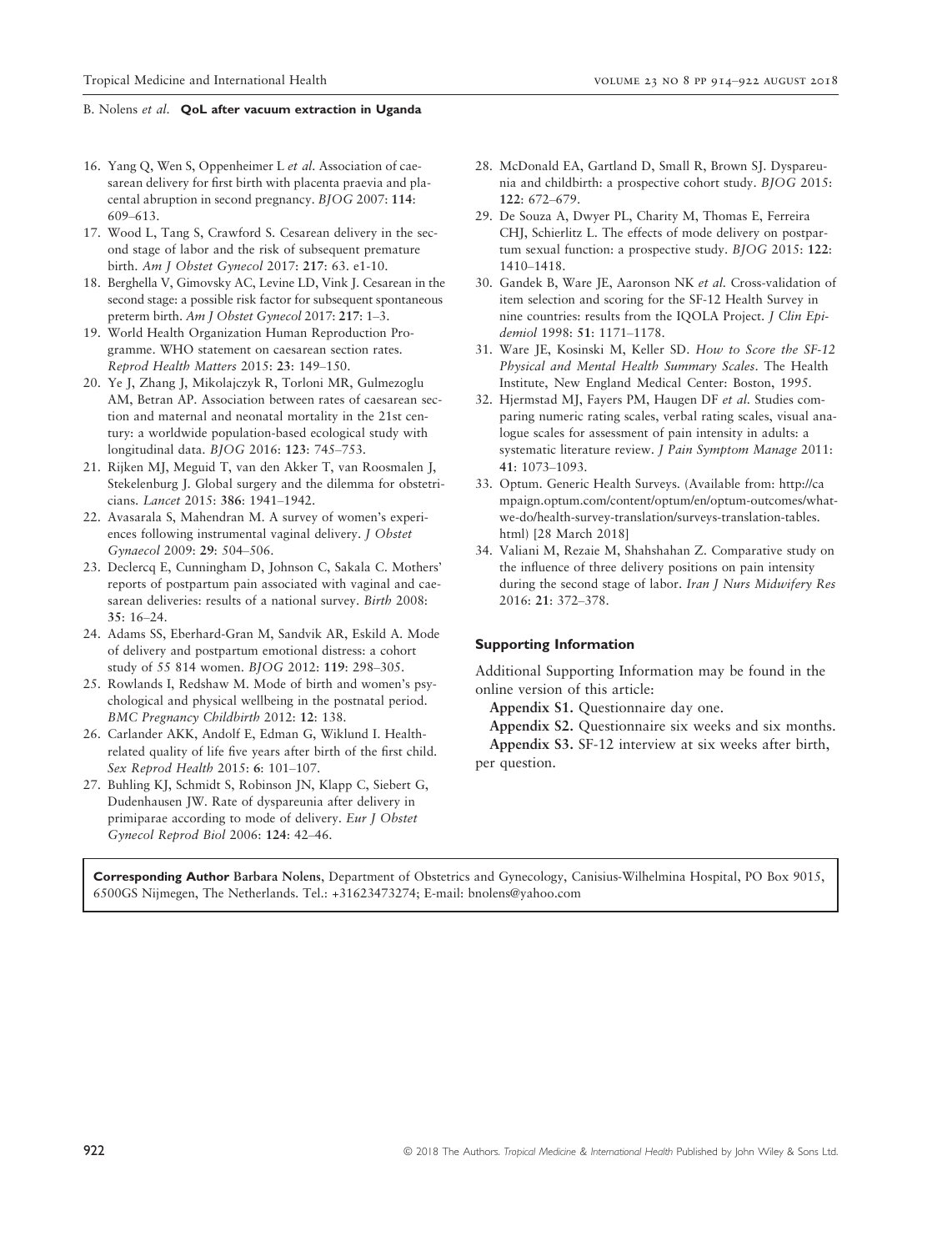16. Yang Q, Wen S, Oppenheimer L *et al*. Association of caesarean delivery for first birth with placenta praevia and placental abruption in second pregnancy. *BJOG* 2007: **114**: 609–613.
17. Wood L, Tang S, Crawford S. Cesarean delivery in the second stage of labor and the risk of subsequent premature birth. *Am J Obstet Gynecol* 2017: **217**: 63. e1-10.
18. Berghella V, Gimovsky AC, Levine LD, Vink J. Cesarean in the second stage: a possible risk factor for subsequent spontaneous preterm birth. *Am J Obstet Gynecol* 2017: **217**: 1–3.
19. World Health Organization Human Reproduction Programme. WHO statement on caesarean section rates. *Reprod Health Matters* 2015: **23**: 149–150.
20. Ye J, Zhang J, Mikolajczyk R, Torloni MR, Gulmezoglu AM, Betran AP. Association between rates of caesarean section and maternal and neonatal mortality in the 21st century: a worldwide population-based ecological study with longitudinal data. *BJOG* 2016: **123**: 745–753.
21. Rijken MJ, Meguid T, van den Akker T, van Roosmalen J, Stekelenburg J. Global surgery and the dilemma for obstetricians. *Lancet* 2015: **386**: 1941–1942.
22. Avasarala S, Mahendran M. A survey of women's experiences following instrumental vaginal delivery. *J Obstet Gynaecol* 2009: **29**: 504–506.
23. Declercq E, Cunningham D, Johnson C, Sakala C. Mothers' reports of postpartum pain associated with vaginal and caesarean deliveries: results of a national survey. *Birth* 2008: **35**: 16–24.
24. Adams SS, Eberhard-Gran M, Sandvik AR, Eskild A. Mode of delivery and postpartum emotional distress: a cohort study of 55 814 women. *BJOG* 2012: **119**: 298–305.
25. Rowlands I, Redshaw M. Mode of birth and women's psychological and physical wellbeing in the postnatal period. *BMC Pregnancy Childbirth* 2012: **12**: 138.
26. Carlander AKK, Andolf E, Edman G, Wiklund I. Health-related quality of life five years after birth of the first child. *Sex Reprod Health* 2015: **6**: 101–107.
27. Buhling KJ, Schmidt S, Robinson JN, Klapp C, Siebert G, Dudenhausen JW. Rate of dyspareunia after delivery in primiparae according to mode of delivery. *Eur J Obstet Gynecol Reprod Biol* 2006: **124**: 42–46.
28. McDonald EA, Gartland D, Small R, Brown SJ. Dyspareunia and childbirth: a prospective cohort study. *BJOG* 2015: **122**: 672–679.
29. De Souza A, Dwyer PL, Charity M, Thomas E, Ferreira CHJ, Schierlitz L. The effects of mode delivery on postpartum sexual function: a prospective study. *BJOG* 2015: **122**: 1410–1418.
30. Gandek B, Ware JE, Aaronson NK *et al*. Cross-validation of item selection and scoring for the SF-12 Health Survey in nine countries: results from the IQOLA Project. *J Clin Epidemiol* 1998: **51**: 1171–1178.
31. Ware JE, Kosinski M, Keller SD. *How to Score the SF-12 Physical and Mental Health Summary Scales*. The Health Institute, New England Medical Center: Boston, 1995.
32. Hjermstad MJ, Fayers PM, Haugen DF *et al*. Studies comparing numeric rating scales, verbal rating scales, visual analogue scales for assessment of pain intensity in adults: a systematic literature review. *J Pain Symptom Manage* 2011: **41**: 1073–1093.
33. Optum. Generic Health Surveys. (Available from: http://campaign.optum.com/content/optum/en/optum-outcomes/what-we-do/health-survey-translation/surveys-translation-tables.html) [28 March 2018]
34. Valiani M, Rezaie M, Shahshahan Z. Comparative study on the influence of three delivery positions on pain intensity during the second stage of labor. *Iran J Nurs Midwifery Res* 2016: **21**: 372–378.

### Supporting Information

Additional Supporting Information may be found in the online version of this article:

**Appendix S1.** Questionnaire day one.

**Appendix S2.** Questionnaire six weeks and six months.

**Appendix S3.** SF-12 interview at six weeks after birth, per question.

**Corresponding Author** Barbara Nolens, Department of Obstetrics and Gynecology, Canisius-Wilhelmina Hospital, PO Box 9015, 6500GS Nijmegen, The Netherlands. Tel.: +31623473274; E-mail: bnolens@yahoo.com